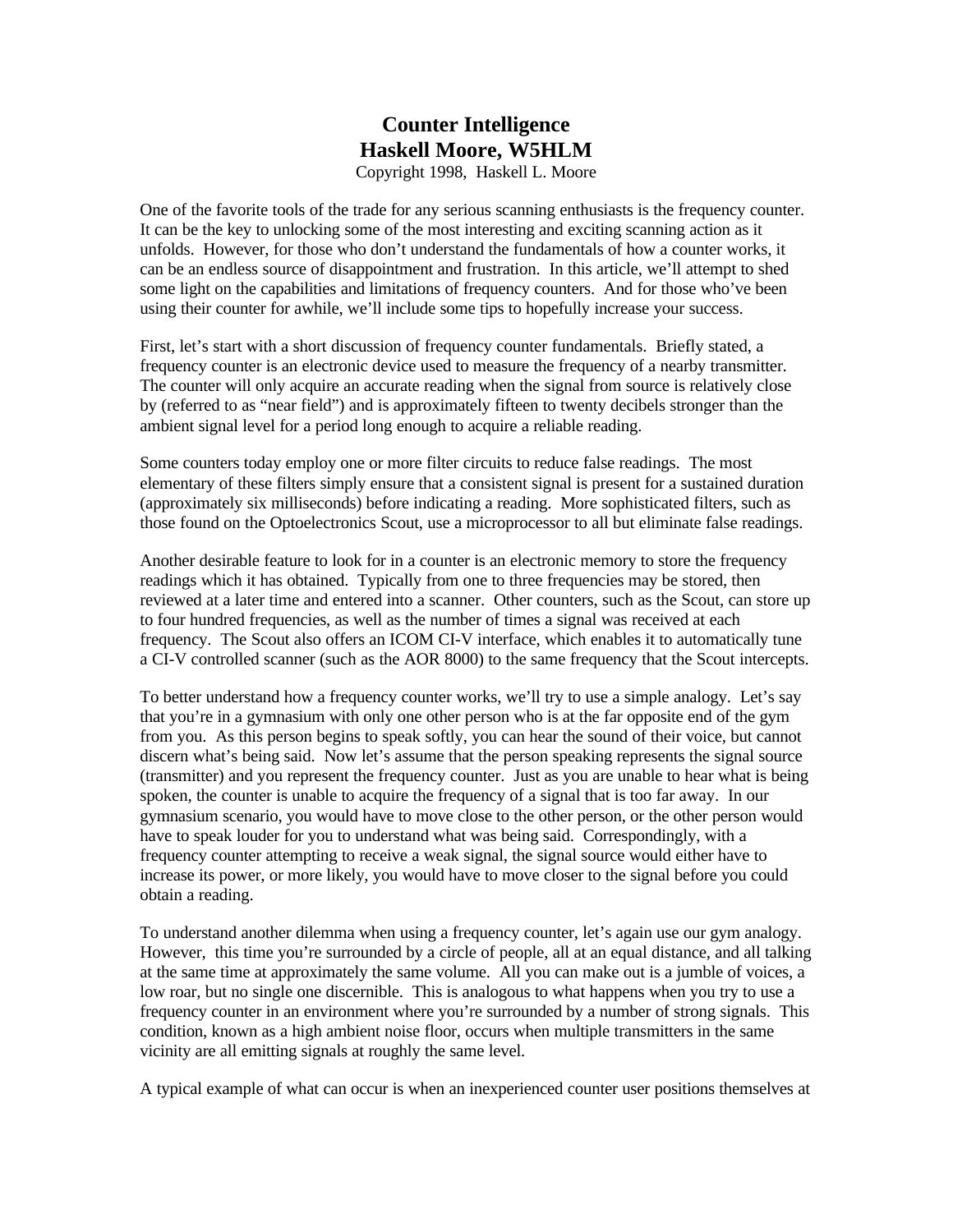# Counter Intelligence

## Haskell Moore, W5HLM

Copyright 1998, Haskell L. Moore

One of the favorite tools of the trade for any serious scanning enthusiasts is the frequency counter. It can be the key to unlocking some of the most interesting and exciting scanning action as it unfolds. However, for those who don't understand the fundamentals of how a counter works, it can be an endless source of disappointment and frustration. In this article, we'll attempt to shed some light on the capabilities and limitations of frequency counters. And for those who've been using their counter for awhile, we'll include some tips to hopefully increase your success.

First, let's start with a short discussion of frequency counter fundamentals. Briefly stated, a frequency counter is an electronic device used to measure the frequency of a nearby transmitter. The counter will only acquire an accurate reading when the signal from source is relatively close by (referred to as "near field") and is approximately fifteen to twenty decibels stronger than the ambient signal level for a period long enough to acquire a reliable reading.

Some counters today employ one or more filter circuits to reduce false readings. The most elementary of these filters simply ensure that a consistent signal is present for a sustained duration (approximately six milliseconds) before indicating a reading. More sophisticated filters, such as those found on the Optoelectronics Scout, use a microprocessor to all but eliminate false readings.

Another desirable feature to look for in a counter is an electronic memory to store the frequency readings which it has obtained. Typically from one to three frequencies may be stored, then reviewed at a later time and entered into a scanner. Other counters, such as the Scout, can store up to four hundred frequencies, as well as the number of times a signal was received at each frequency. The Scout also offers an ICOM CI-V interface, which enables it to automatically tune a CI-V controlled scanner (such as the AOR 8000) to the same frequency that the Scout intercepts.

To better understand how a frequency counter works, we'll try to use a simple analogy. Let's say that you're in a gymnasium with only one other person who is at the far opposite end of the gym from you. As this person begins to speak softly, you can hear the sound of their voice, but cannot discern what's being said. Now let's assume that the person speaking represents the signal source (transmitter) and you represent the frequency counter. Just as you are unable to hear what is being spoken, the counter is unable to acquire the frequency of a signal that is too far away. In our gymnasium scenario, you would have to move close to the other person, or the other person would have to speak louder for you to understand what was being said. Correspondingly, with a frequency counter attempting to receive a weak signal, the signal source would either have to increase its power, or more likely, you would have to move closer to the signal before you could obtain a reading.

To understand another dilemma when using a frequency counter, let's again use our gym analogy. However, this time you're surrounded by a circle of people, all at an equal distance, and all talking at the same time at approximately the same volume. All you can make out is a jumble of voices, a low roar, but no single one discernible. This is analogous to what happens when you try to use a frequency counter in an environment where you're surrounded by a number of strong signals. This condition, known as a high ambient noise floor, occurs when multiple transmitters in the same vicinity are all emitting signals at roughly the same level.

A typical example of what can occur is when an inexperienced counter user positions themselves at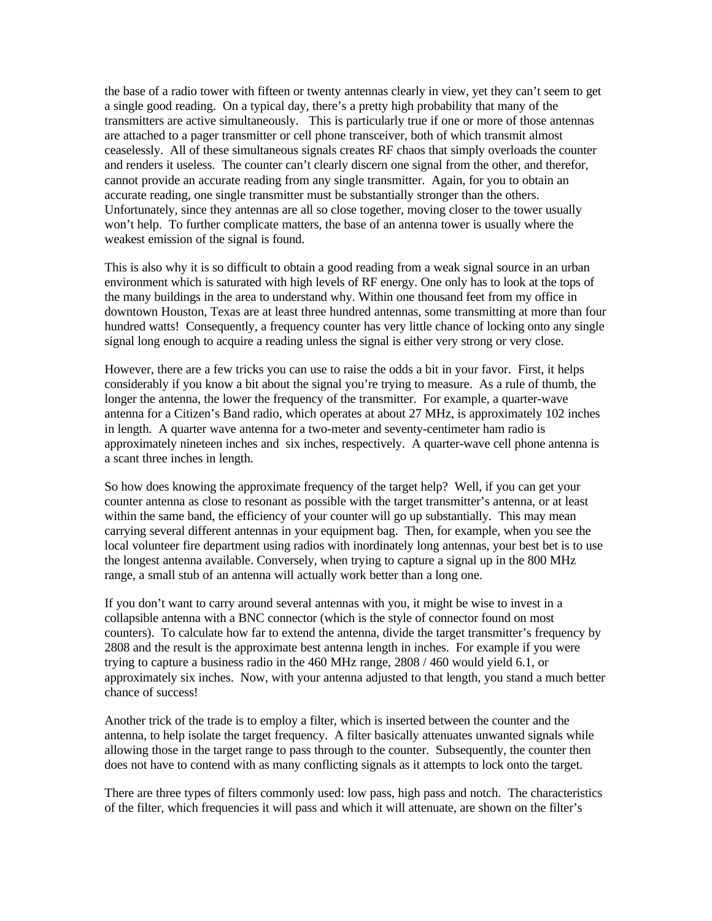the base of a radio tower with fifteen or twenty antennas clearly in view, yet they can't seem to get a single good reading. On a typical day, there's a pretty high probability that many of the transmitters are active simultaneously. This is particularly true if one or more of those antennas are attached to a pager transmitter or cell phone transceiver, both of which transmit almost ceaselessly. All of these simultaneous signals creates RF chaos that simply overloads the counter and renders it useless. The counter can't clearly discern one signal from the other, and therefor, cannot provide an accurate reading from any single transmitter. Again, for you to obtain an accurate reading, one single transmitter must be substantially stronger than the others. Unfortunately, since they antennas are all so close together, moving closer to the tower usually won't help. To further complicate matters, the base of an antenna tower is usually where the weakest emission of the signal is found.

This is also why it is so difficult to obtain a good reading from a weak signal source in an urban environment which is saturated with high levels of RF energy. One only has to look at the tops of the many buildings in the area to understand why. Within one thousand feet from my office in downtown Houston, Texas are at least three hundred antennas, some transmitting at more than four hundred watts! Consequently, a frequency counter has very little chance of locking onto any single signal long enough to acquire a reading unless the signal is either very strong or very close.

However, there are a few tricks you can use to raise the odds a bit in your favor. First, it helps considerably if you know a bit about the signal you're trying to measure. As a rule of thumb, the longer the antenna, the lower the frequency of the transmitter. For example, a quarter-wave antenna for a Citizen's Band radio, which operates at about 27 MHz, is approximately 102 inches in length. A quarter wave antenna for a two-meter and seventy-centimeter ham radio is approximately nineteen inches and six inches, respectively. A quarter-wave cell phone antenna is a scant three inches in length.

So how does knowing the approximate frequency of the target help? Well, if you can get your counter antenna as close to resonant as possible with the target transmitter's antenna, or at least within the same band, the efficiency of your counter will go up substantially. This may mean carrying several different antennas in your equipment bag. Then, for example, when you see the local volunteer fire department using radios with inordinately long antennas, your best bet is to use the longest antenna available. Conversely, when trying to capture a signal up in the 800 MHz range, a small stub of an antenna will actually work better than a long one.

If you don't want to carry around several antennas with you, it might be wise to invest in a collapsible antenna with a BNC connector (which is the style of connector found on most counters). To calculate how far to extend the antenna, divide the target transmitter's frequency by 2808 and the result is the approximate best antenna length in inches. For example if you were trying to capture a business radio in the 460 MHz range, 2808 / 460 would yield 6.1, or approximately six inches. Now, with your antenna adjusted to that length, you stand a much better chance of success!

Another trick of the trade is to employ a filter, which is inserted between the counter and the antenna, to help isolate the target frequency. A filter basically attenuates unwanted signals while allowing those in the target range to pass through to the counter. Subsequently, the counter then does not have to contend with as many conflicting signals as it attempts to lock onto the target.

There are three types of filters commonly used: low pass, high pass and notch. The characteristics of the filter, which frequencies it will pass and which it will attenuate, are shown on the filter's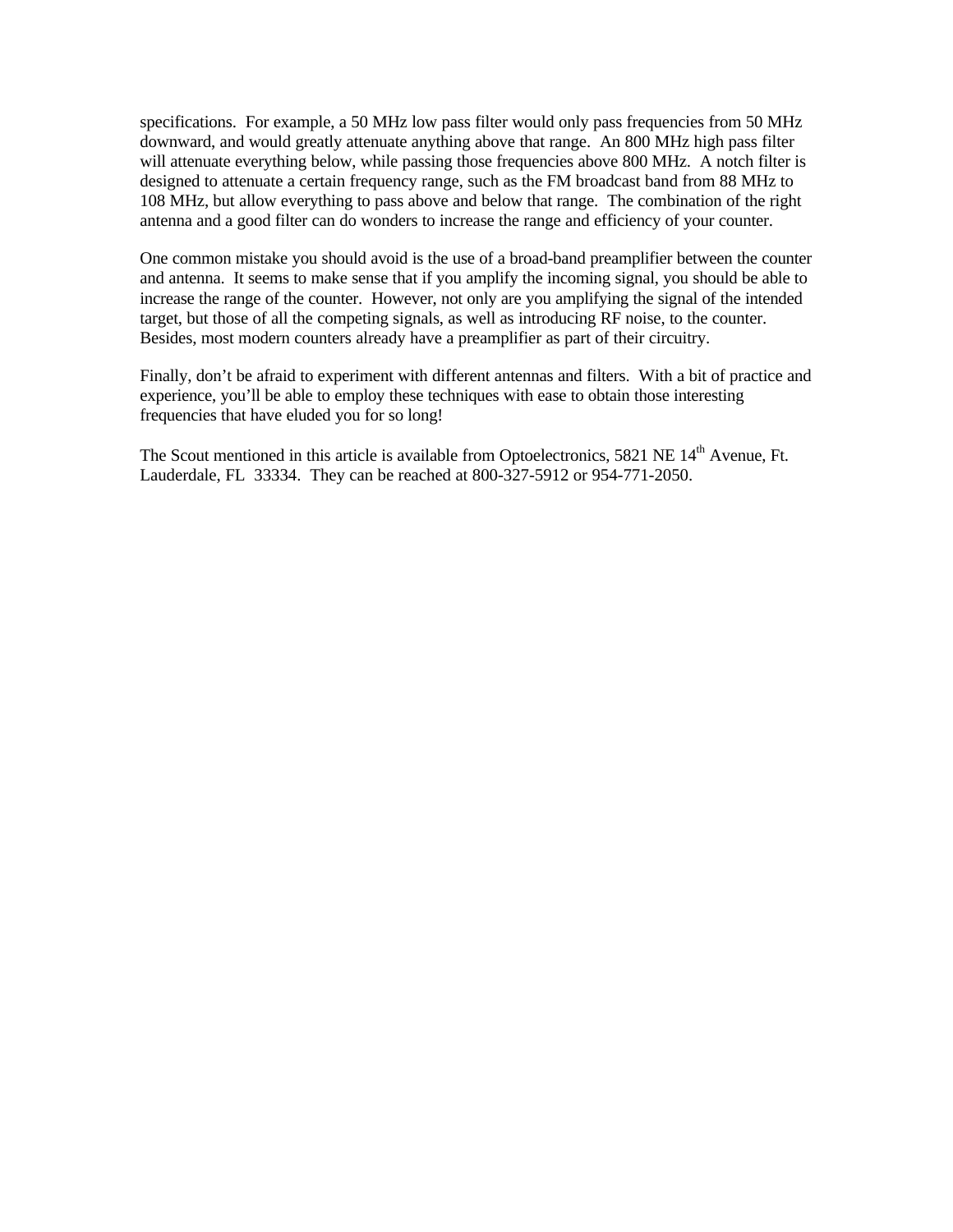specifications. For example, a 50 MHz low pass filter would only pass frequencies from 50 MHz downward, and would greatly attenuate anything above that range. An 800 MHz high pass filter will attenuate everything below, while passing those frequencies above 800 MHz. A notch filter is designed to attenuate a certain frequency range, such as the FM broadcast band from 88 MHz to 108 MHz, but allow everything to pass above and below that range. The combination of the right antenna and a good filter can do wonders to increase the range and efficiency of your counter.

One common mistake you should avoid is the use of a broad-band preamplifier between the counter and antenna. It seems to make sense that if you amplify the incoming signal, you should be able to increase the range of the counter. However, not only are you amplifying the signal of the intended target, but those of all the competing signals, as well as introducing RF noise, to the counter. Besides, most modern counters already have a preamplifier as part of their circuitry.

Finally, don't be afraid to experiment with different antennas and filters. With a bit of practice and experience, you'll be able to employ these techniques with ease to obtain those interesting frequencies that have eluded you for so long!

The Scout mentioned in this article is available from Optoelectronics, 5821 NE 14th Avenue, Ft. Lauderdale, FL 33334. They can be reached at 800-327-5912 or 954-771-2050.